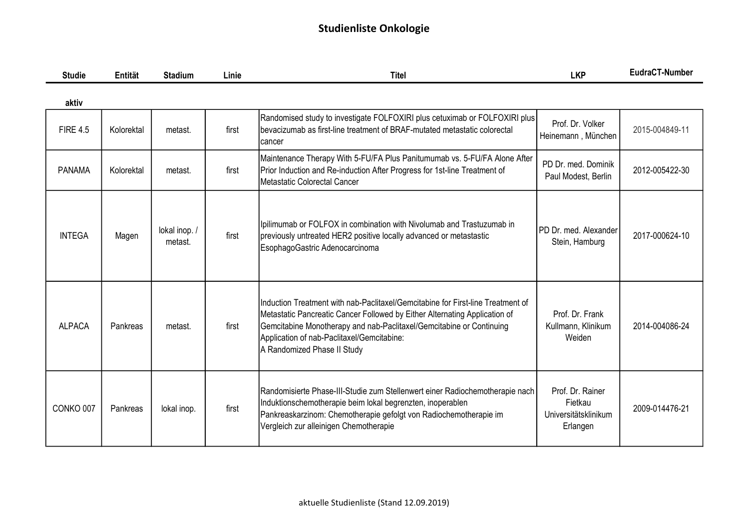# Studienliste Onkologie

| Studie | Entität | Stadium | Linie | Titel | LKP | EudraCT-Number |
|---|---|---|---|---|---|---|
| **aktiv** | | | | | | |
| FIRE 4.5 | Kolorektal | metast. | first | Randomised study to investigate FOLFOXIRI plus cetuximab or FOLFOXIRI plus bevacizumab as first-line treatment of BRAF-mutated metastatic colorectal cancer | Prof. Dr. Volker Heinemann , München | 2015-004849-11 |
| PANAMA | Kolorektal | metast. | first | Maintenance Therapy With 5-FU/FA Plus Panitumumab vs. 5-FU/FA Alone After Prior Induction and Re-induction After Progress for 1st-line Treatment of Metastatic Colorectal Cancer | PD Dr. med. Dominik Paul Modest, Berlin | 2012-005422-30 |
| INTEGA | Magen | lokal inop. / metast. | first | Ipilimumab or FOLFOX in combination with Nivolumab and Trastuzumab in previously untreated HER2 positive locally advanced or metastastic EsophagoGastric Adenocarcinoma | PD Dr. med. Alexander Stein, Hamburg | 2017-000624-10 |
| ALPACA | Pankreas | metast. | first | Induction Treatment with nab-Paclitaxel/Gemcitabine for First-line Treatment of Metastatic Pancreatic Cancer Followed by Either Alternating Application of Gemcitabine Monotherapy and nab-Paclitaxel/Gemcitabine or Continuing Application of nab-Paclitaxel/Gemcitabine: A Randomized Phase II Study | Prof. Dr. Frank Kullmann, Klinikum Weiden | 2014-004086-24 |
| CONKO 007 | Pankreas | lokal inop. | first | Randomisierte Phase-III-Studie zum Stellenwert einer Radiochemotherapie nach Induktionschemotherapie beim lokal begrenzten, inoperablen Pankreaskarzinom: Chemotherapie gefolgt von Radiochemotherapie im Vergleich zur alleinigen Chemotherapie | Prof. Dr. Rainer Fietkau Universitätsklinikum Erlangen | 2009-014476-21 |

aktuelle Studienliste (Stand 12.09.2019)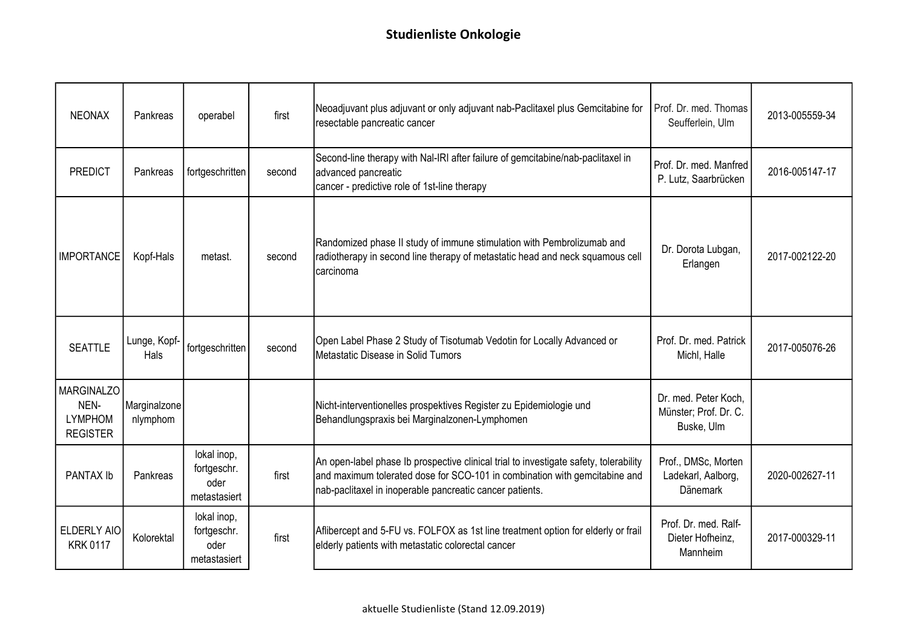# Studienliste Onkologie

| | | | | | | |
|---|---|---|---|---|---|---|
| NEONAX | Pankreas | operabel | first | Neoadjuvant plus adjuvant or only adjuvant nab-Paclitaxel plus Gemcitabine for resectable pancreatic cancer | Prof. Dr. med. Thomas Seufferlein, Ulm | 2013-005559-34 |
| PREDICT | Pankreas | fortgeschritten | second | Second-line therapy with Nal-IRI after failure of gemcitabine/nab-paclitaxel in advanced pancreatic cancer - predictive role of 1st-line therapy | Prof. Dr. med. Manfred P. Lutz, Saarbrücken | 2016-005147-17 |
| IMPORTANCE | Kopf-Hals | metast. | second | Randomized phase II study of immune stimulation with Pembrolizumab and radiotherapy in second line therapy of metastatic head and neck squamous cell carcinoma | Dr. Dorota Lubgan, Erlangen | 2017-002122-20 |
| SEATTLE | Lunge, Kopf-Hals | fortgeschritten | second | Open Label Phase 2 Study of Tisotumab Vedotin for Locally Advanced or Metastatic Disease in Solid Tumors | Prof. Dr. med. Patrick Michl, Halle | 2017-005076-26 |
| MARGINALZONEN-LYMPHOM REGISTER | Marginalzonenlymphom | | | Nicht-interventionelles prospektives Register zu Epidemiologie und Behandlungspraxis bei Marginalzonen-Lymphomen | Dr. med. Peter Koch, Münster; Prof. Dr. C. Buske, Ulm | |
| PANTAX Ib | Pankreas | lokal inop, fortgeschr. oder metastasiert | first | An open-label phase Ib prospective clinical trial to investigate safety, tolerability and maximum tolerated dose for SCO-101 in combination with gemcitabine and nab-paclitaxel in inoperable pancreatic cancer patients. | Prof., DMSc, Morten Ladekarl, Aalborg, Dänemark | 2020-002627-11 |
| ELDERLY AIO KRK 0117 | Kolorektal | lokal inop, fortgeschr. oder metastasiert | first | Aflibercept and 5-FU vs. FOLFOX as 1st line treatment option for elderly or frail elderly patients with metastatic colorectal cancer | Prof. Dr. med. Ralf-Dieter Hofheinz, Mannheim | 2017-000329-11 |

aktuelle Studienliste (Stand 12.09.2019)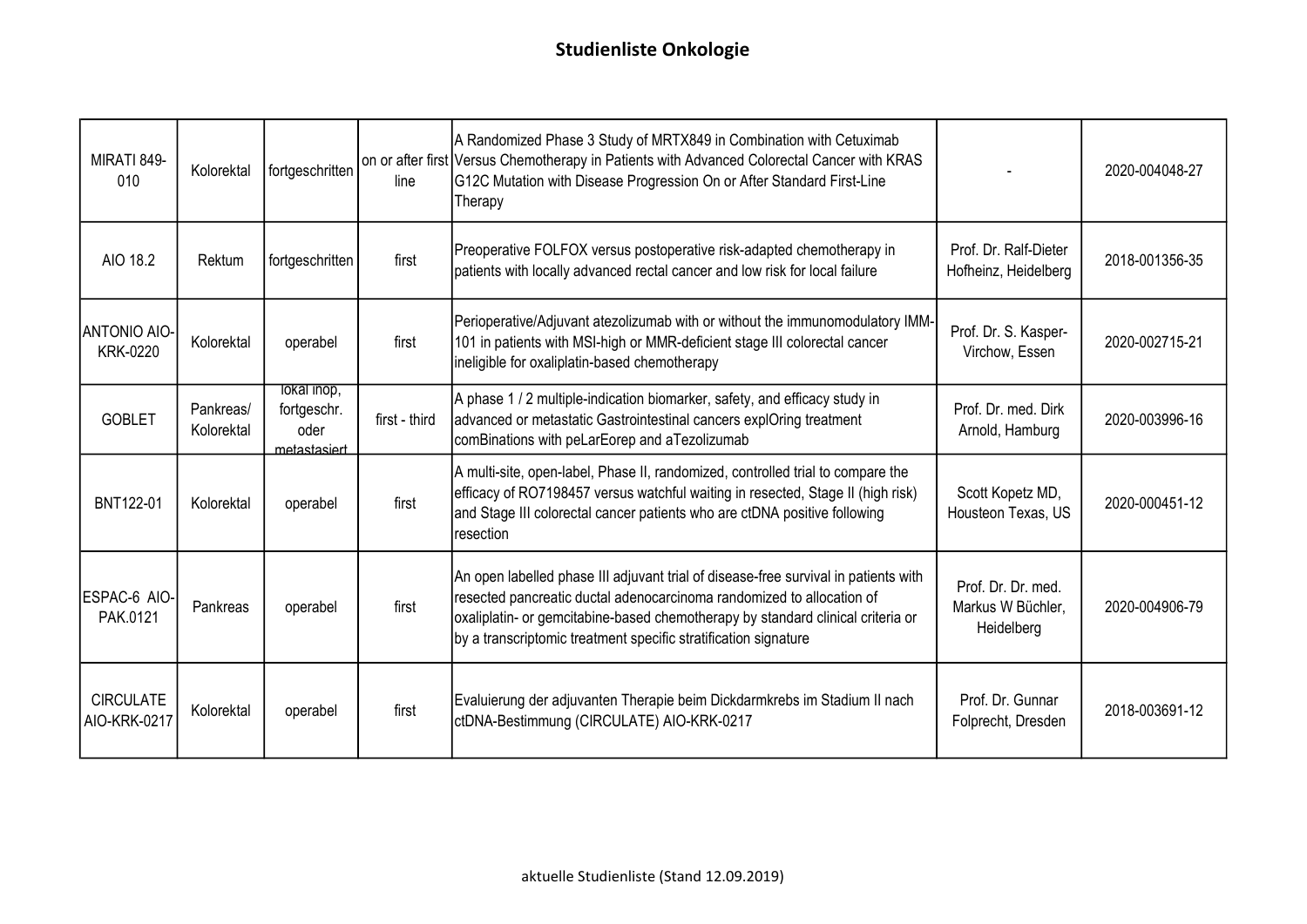## Studienliste Onkologie

| | | | | | | |
|---|---|---|---|---|---|---|
| MIRATI 849-010 | Kolorektal | fortgeschritten | on or after first line | A Randomized Phase 3 Study of MRTX849 in Combination with Cetuximab Versus Chemotherapy in Patients with Advanced Colorectal Cancer with KRAS G12C Mutation with Disease Progression On or After Standard First-Line Therapy | - | 2020-004048-27 |
| AIO 18.2 | Rektum | fortgeschritten | first | Preoperative FOLFOX versus postoperative risk-adapted chemotherapy in patients with locally advanced rectal cancer and low risk for local failure | Prof. Dr. Ralf-Dieter Hofheinz, Heidelberg | 2018-001356-35 |
| ANTONIO AIO-KRK-0220 | Kolorektal | operabel | first | Perioperative/Adjuvant atezolizumab with or without the immunomodulatory IMM-101 in patients with MSI-high or MMR-deficient stage III colorectal cancer ineligible for oxaliplatin-based chemotherapy | Prof. Dr. S. Kasper-Virchow, Essen | 2020-002715-21 |
| GOBLET | Pankreas/ Kolorektal | lokal inop, fortgeschr. oder metastasiert | first - third | A phase 1 / 2 multiple-indication biomarker, safety, and efficacy study in advanced or metastatic Gastrointestinal cancers explOring treatment comBinations with peLarEorep and aTezolizumab | Prof. Dr. med. Dirk Arnold, Hamburg | 2020-003996-16 |
| BNT122-01 | Kolorektal | operabel | first | A multi-site, open-label, Phase II, randomized, controlled trial to compare the efficacy of RO7198457 versus watchful waiting in resected, Stage II (high risk) and Stage III colorectal cancer patients who are ctDNA positive following resection | Scott Kopetz MD, Housteon Texas, US | 2020-000451-12 |
| ESPAC-6 AIO-PAK.0121 | Pankreas | operabel | first | An open labelled phase III adjuvant trial of disease-free survival in patients with resected pancreatic ductal adenocarcinoma randomized to allocation of oxaliplatin- or gemcitabine-based chemotherapy by standard clinical criteria or by a transcriptomic treatment specific stratification signature | Prof. Dr. Dr. med. Markus W Büchler, Heidelberg | 2020-004906-79 |
| CIRCULATE AIO-KRK-0217 | Kolorektal | operabel | first | Evaluierung der adjuvanten Therapie beim Dickdarmkrebs im Stadium II nach ctDNA-Bestimmung (CIRCULATE) AIO-KRK-0217 | Prof. Dr. Gunnar Folprecht, Dresden | 2018-003691-12 |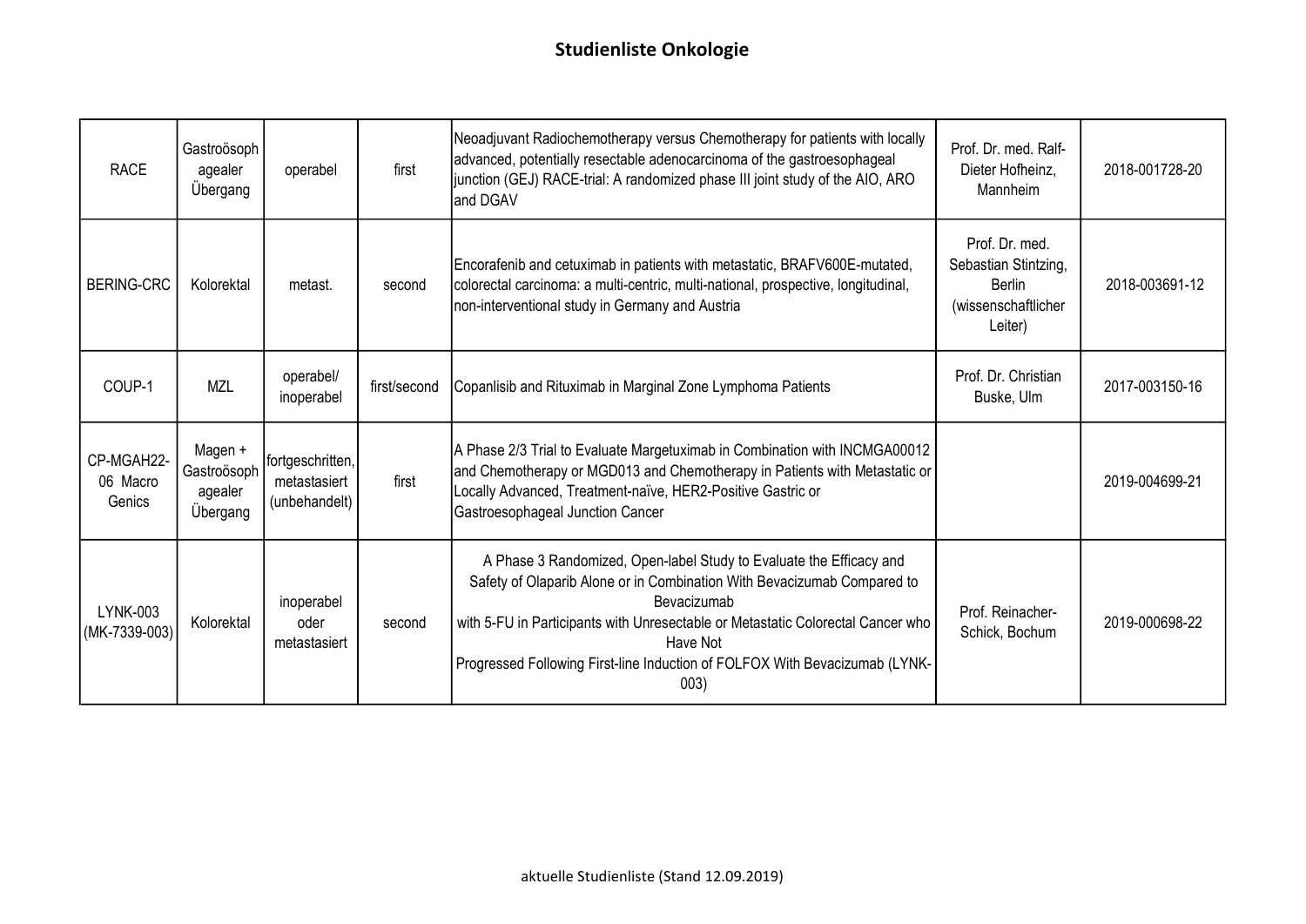# Studienliste Onkologie

| | | | | | | |
|---|---|---|---|---|---|---|
| RACE | Gastroösophagealer Übergang | operabel | first | Neoadjuvant Radiochemotherapy versus Chemotherapy for patients with locally advanced, potentially resectable adenocarcinoma of the gastroesophageal junction (GEJ) RACE-trial: A randomized phase III joint study of the AIO, ARO and DGAV | Prof. Dr. med. Ralf-Dieter Hofheinz, Mannheim | 2018-001728-20 |
| BERING-CRC | Kolorektal | metast. | second | Encorafenib and cetuximab in patients with metastatic, BRAFV600E-mutated, colorectal carcinoma: a multi-centric, multi-national, prospective, longitudinal, non-interventional study in Germany and Austria | Prof. Dr. med. Sebastian Stintzing, Berlin (wissenschaftlicher Leiter) | 2018-003691-12 |
| COUP-1 | MZL | operabel/ inoperabel | first/second | Copanlisib and Rituximab in Marginal Zone Lymphoma Patients | Prof. Dr. Christian Buske, Ulm | 2017-003150-16 |
| CP-MGAH22-06 Macro Genics | Magen + Gastroösophagealer Übergang | fortgeschritten, metastasiert (unbehandelt) | first | A Phase 2/3 Trial to Evaluate Margetuximab in Combination with INCMGA00012 and Chemotherapy or MGD013 and Chemotherapy in Patients with Metastatic or Locally Advanced, Treatment-naïve, HER2-Positive Gastric or Gastroesophageal Junction Cancer | | 2019-004699-21 |
| LYNK-003 (MK-7339-003) | Kolorektal | inoperabel oder metastasiert | second | A Phase 3 Randomized, Open-label Study to Evaluate the Efficacy and Safety of Olaparib Alone or in Combination With Bevacizumab Compared to Bevacizumab with 5-FU in Participants with Unresectable or Metastatic Colorectal Cancer who Have Not Progressed Following First-line Induction of FOLFOX With Bevacizumab (LYNK-003) | Prof. Reinacher-Schick, Bochum | 2019-000698-22 |

aktuelle Studienliste (Stand 12.09.2019)